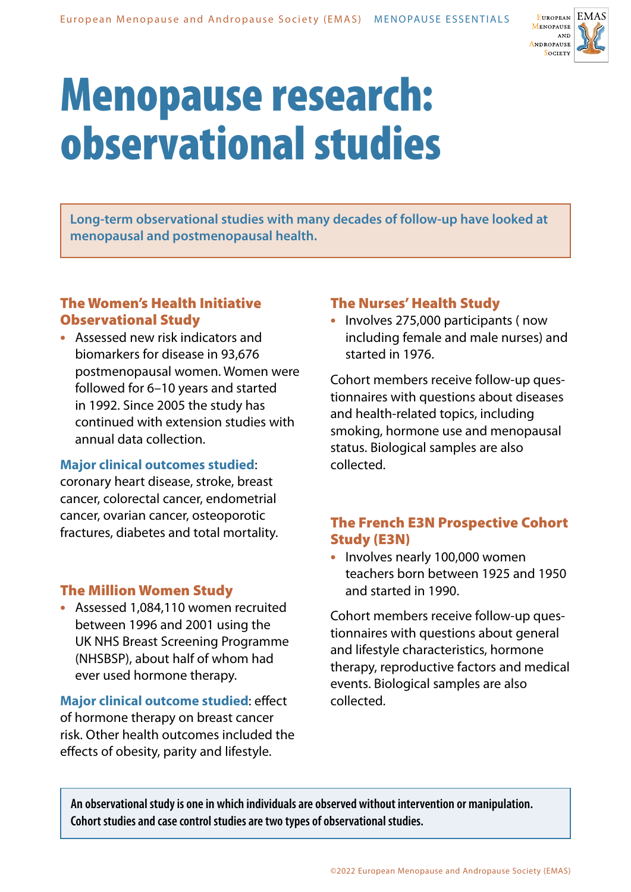# Menopause research: observational studies

**Long-term observational studies with many decades of follow-up have looked at menopausal and postmenopausal health.**

## The Women's Health Initiative Observational Study

- Assessed new risk indicators and biomarkers for disease in 93,676 postmenopausal women. Women were followed for 6–10 years and started in 1992. Since 2005 the study has continued with extension studies with annual data collection.

**Major clinical outcomes studied**: coronary heart disease, stroke, breast cancer, colorectal cancer, endometrial cancer, ovarian cancer, osteoporotic fractures, diabetes and total mortality.

## The Million Women Study

- Assessed 1,084,110 women recruited between 1996 and 2001 using the UK NHS Breast Screening Programme (NHSBSP), about half of whom had ever used hormone therapy.

**Major clinical outcome studied**: effect of hormone therapy on breast cancer risk. Other health outcomes included the effects of obesity, parity and lifestyle.

## The Nurses' Health Study

- Involves 275,000 participants ( now including female and male nurses) and started in 1976.

Cohort members receive follow-up questionnaires with questions about diseases and health-related topics, including smoking, hormone use and menopausal status. Biological samples are also collected.

## The French E3N Prospective Cohort Study (E3N)

- Involves nearly 100,000 women teachers born between 1925 and 1950 and started in 1990.

Cohort members receive follow-up questionnaires with questions about general and lifestyle characteristics, hormone therapy, reproductive factors and medical events. Biological samples are also collected.

**An observational study is one in which individuals are observed without intervention or manipulation. Cohort studies and case control studies are two types of observational studies.**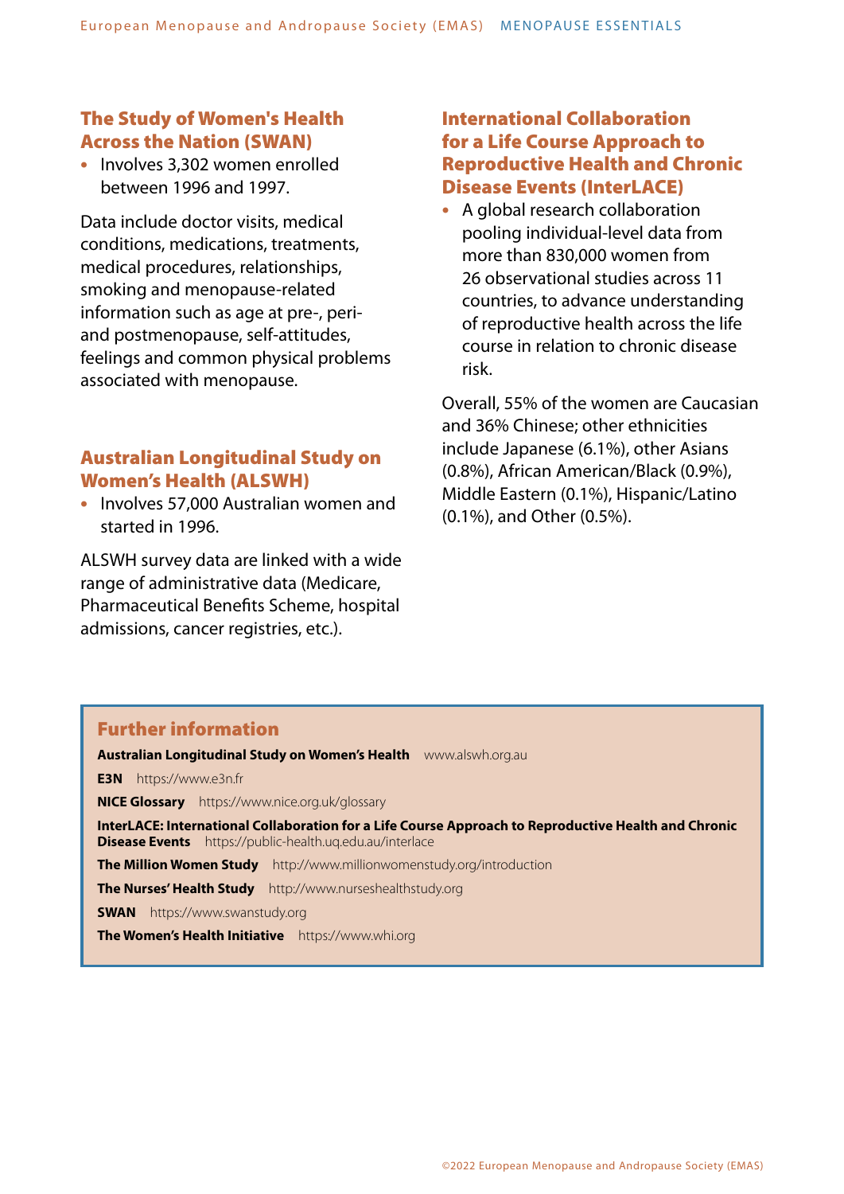## The Study of Women's Health Across the Nation (SWAN)

- Involves 3,302 women enrolled between 1996 and 1997.

Data include doctor visits, medical conditions, medications, treatments, medical procedures, relationships, smoking and menopause-related information such as age at pre-, peri- and postmenopause, self-attitudes, feelings and common physical problems associated with menopause.

## Australian Longitudinal Study on Women's Health (ALSWH)

- Involves 57,000 Australian women and started in 1996.

ALSWH survey data are linked with a wide range of administrative data (Medicare, Pharmaceutical Benefits Scheme, hospital admissions, cancer registries, etc.).

## International Collaboration for a Life Course Approach to Reproductive Health and Chronic Disease Events (InterLACE)

- A global research collaboration pooling individual-level data from more than 830,000 women from 26 observational studies across 11 countries, to advance understanding of reproductive health across the life course in relation to chronic disease risk.

Overall, 55% of the women are Caucasian and 36% Chinese; other ethnicities include Japanese (6.1%), other Asians (0.8%), African American/Black (0.9%), Middle Eastern (0.1%), Hispanic/Latino (0.1%), and Other (0.5%).

## Further information

**Australian Longitudinal Study on Women's Health** www.alswh.org.au

**E3N** https://www.e3n.fr

**NICE Glossary** https://www.nice.org.uk/glossary

**InterLACE: International Collaboration for a Life Course Approach to Reproductive Health and Chronic Disease Events** https://public-health.uq.edu.au/interlace

**The Million Women Study** http://www.millionwomenstudy.org/introduction

**The Nurses' Health Study** http://www.nurseshealthstudy.org

**SWAN** https://www.swanstudy.org

**The Women's Health Initiative** https://www.whi.org